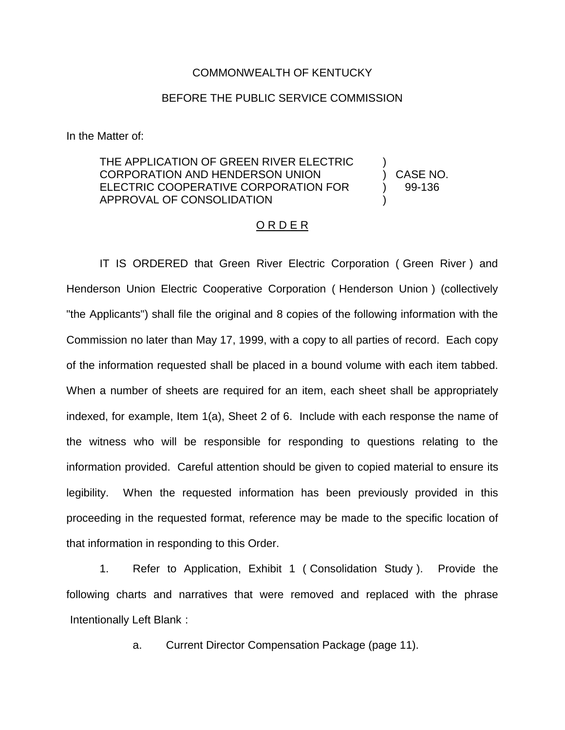COMMONWEALTH OF KENTUCKY

BEFORE THE PUBLIC SERVICE COMMISSION

In the Matter of:

| | | |
|---|---|---|
| THE APPLICATION OF GREEN RIVER ELECTRIC CORPORATION AND HENDERSON UNION ELECTRIC COOPERATIVE CORPORATION FOR APPROVAL OF CONSOLIDATION | ) ) ) ) | CASE NO. 99-136 |

O R D E R

IT IS ORDERED that Green River Electric Corporation ( Green River ) and Henderson Union Electric Cooperative Corporation ( Henderson Union ) (collectively "the Applicants") shall file the original and 8 copies of the following information with the Commission no later than May 17, 1999, with a copy to all parties of record. Each copy of the information requested shall be placed in a bound volume with each item tabbed. When a number of sheets are required for an item, each sheet shall be appropriately indexed, for example, Item 1(a), Sheet 2 of 6. Include with each response the name of the witness who will be responsible for responding to questions relating to the information provided. Careful attention should be given to copied material to ensure its legibility. When the requested information has been previously provided in this proceeding in the requested format, reference may be made to the specific location of that information in responding to this Order.

1. Refer to Application, Exhibit 1 ( Consolidation Study ). Provide the following charts and narratives that were removed and replaced with the phrase Intentionally Left Blank :

   a. Current Director Compensation Package (page 11).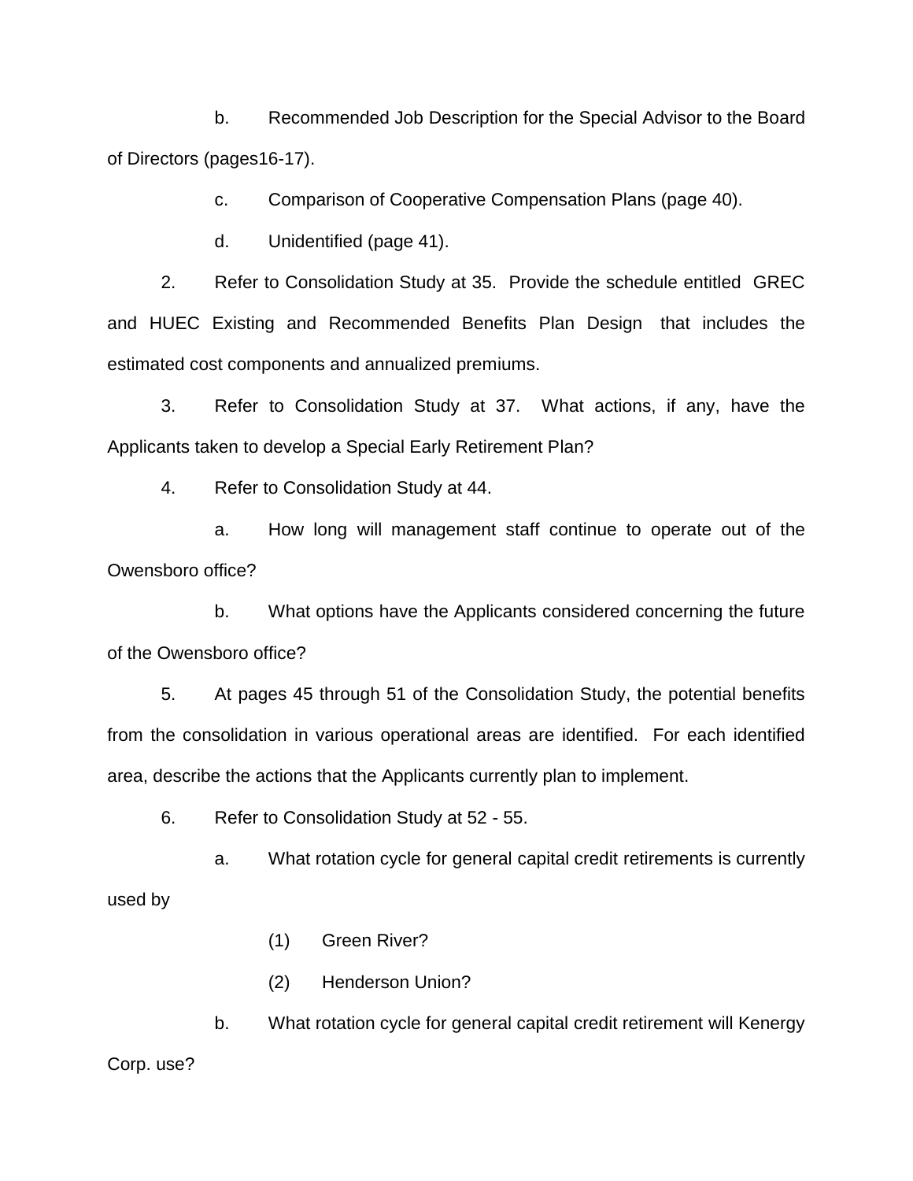b. Recommended Job Description for the Special Advisor to the Board of Directors (pages16-17).

c. Comparison of Cooperative Compensation Plans (page 40).

d. Unidentified (page 41).

2. Refer to Consolidation Study at 35. Provide the schedule entitled GREC and HUEC Existing and Recommended Benefits Plan Design that includes the estimated cost components and annualized premiums.

3. Refer to Consolidation Study at 37. What actions, if any, have the Applicants taken to develop a Special Early Retirement Plan?

4. Refer to Consolidation Study at 44.

a. How long will management staff continue to operate out of the Owensboro office?

b. What options have the Applicants considered concerning the future of the Owensboro office?

5. At pages 45 through 51 of the Consolidation Study, the potential benefits from the consolidation in various operational areas are identified. For each identified area, describe the actions that the Applicants currently plan to implement.

6. Refer to Consolidation Study at 52 - 55.

a. What rotation cycle for general capital credit retirements is currently used by

(1) Green River?

(2) Henderson Union?

b. What rotation cycle for general capital credit retirement will Kenergy Corp. use?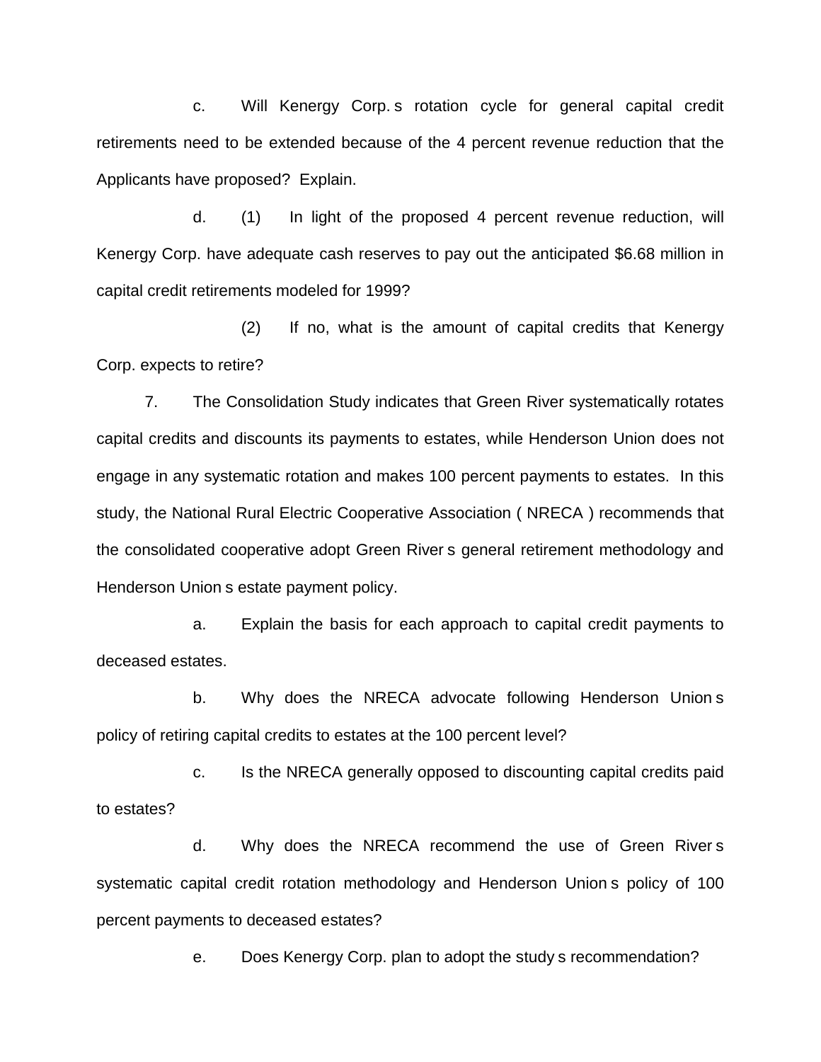c. Will Kenergy Corp. s rotation cycle for general capital credit retirements need to be extended because of the 4 percent revenue reduction that the Applicants have proposed? Explain.

d. (1) In light of the proposed 4 percent revenue reduction, will Kenergy Corp. have adequate cash reserves to pay out the anticipated $6.68 million in capital credit retirements modeled for 1999?

(2) If no, what is the amount of capital credits that Kenergy Corp. expects to retire?

7. The Consolidation Study indicates that Green River systematically rotates capital credits and discounts its payments to estates, while Henderson Union does not engage in any systematic rotation and makes 100 percent payments to estates. In this study, the National Rural Electric Cooperative Association ( NRECA ) recommends that the consolidated cooperative adopt Green River s general retirement methodology and Henderson Union s estate payment policy.

a. Explain the basis for each approach to capital credit payments to deceased estates.

b. Why does the NRECA advocate following Henderson Union s policy of retiring capital credits to estates at the 100 percent level?

c. Is the NRECA generally opposed to discounting capital credits paid to estates?

d. Why does the NRECA recommend the use of Green River s systematic capital credit rotation methodology and Henderson Union s policy of 100 percent payments to deceased estates?

e. Does Kenergy Corp. plan to adopt the study s recommendation?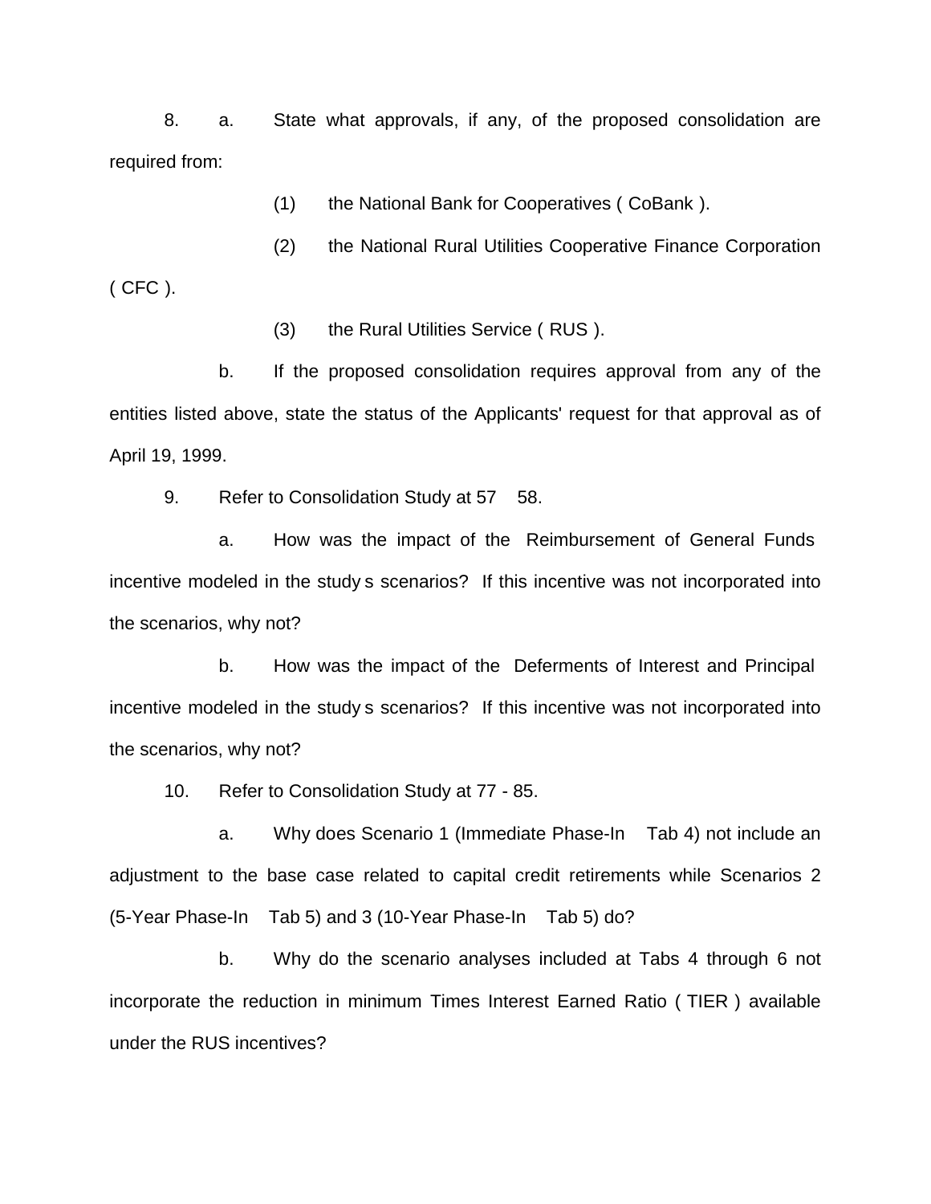8. a. State what approvals, if any, of the proposed consolidation are required from:

   (1) the National Bank for Cooperatives ( CoBank ).

   (2) the National Rural Utilities Cooperative Finance Corporation ( CFC ).

   (3) the Rural Utilities Service ( RUS ).

   b. If the proposed consolidation requires approval from any of the entities listed above, state the status of the Applicants' request for that approval as of April 19, 1999.

9. Refer to Consolidation Study at 57 58.

   a. How was the impact of the Reimbursement of General Funds incentive modeled in the study s scenarios? If this incentive was not incorporated into the scenarios, why not?

   b. How was the impact of the Deferments of Interest and Principal incentive modeled in the study s scenarios? If this incentive was not incorporated into the scenarios, why not?

10. Refer to Consolidation Study at 77 - 85.

   a. Why does Scenario 1 (Immediate Phase-In Tab 4) not include an adjustment to the base case related to capital credit retirements while Scenarios 2 (5-Year Phase-In Tab 5) and 3 (10-Year Phase-In Tab 5) do?

   b. Why do the scenario analyses included at Tabs 4 through 6 not incorporate the reduction in minimum Times Interest Earned Ratio ( TIER ) available under the RUS incentives?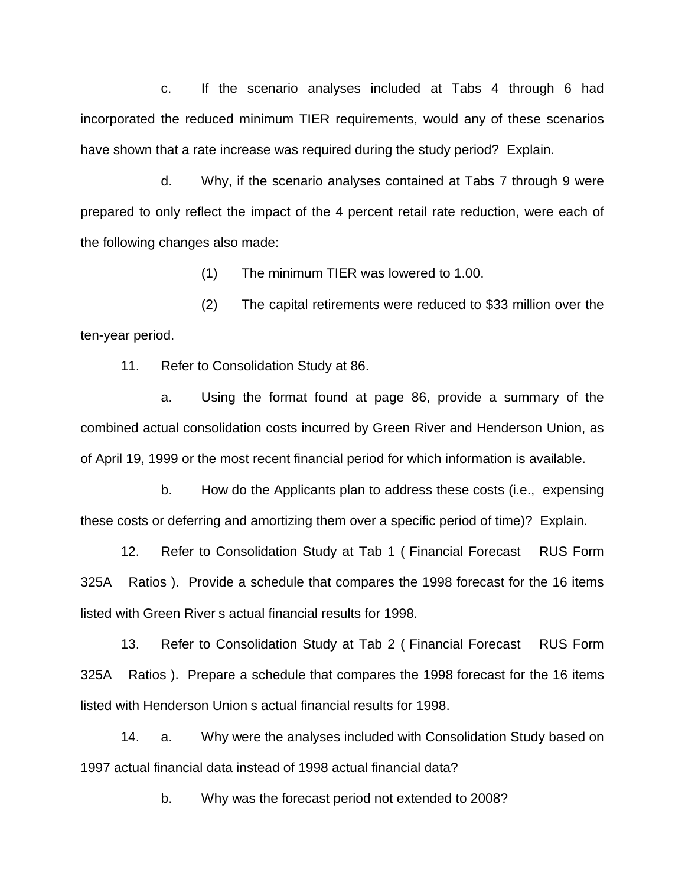c. If the scenario analyses included at Tabs 4 through 6 had incorporated the reduced minimum TIER requirements, would any of these scenarios have shown that a rate increase was required during the study period? Explain.

d. Why, if the scenario analyses contained at Tabs 7 through 9 were prepared to only reflect the impact of the 4 percent retail rate reduction, were each of the following changes also made:

(1) The minimum TIER was lowered to 1.00.

(2) The capital retirements were reduced to $33 million over the ten-year period.

11. Refer to Consolidation Study at 86.

a. Using the format found at page 86, provide a summary of the combined actual consolidation costs incurred by Green River and Henderson Union, as of April 19, 1999 or the most recent financial period for which information is available.

b. How do the Applicants plan to address these costs (i.e., expensing these costs or deferring and amortizing them over a specific period of time)? Explain.

12. Refer to Consolidation Study at Tab 1 ( Financial Forecast RUS Form 325A Ratios ). Provide a schedule that compares the 1998 forecast for the 16 items listed with Green River s actual financial results for 1998.

13. Refer to Consolidation Study at Tab 2 ( Financial Forecast RUS Form 325A Ratios ). Prepare a schedule that compares the 1998 forecast for the 16 items listed with Henderson Union s actual financial results for 1998.

14. a. Why were the analyses included with Consolidation Study based on 1997 actual financial data instead of 1998 actual financial data?

b. Why was the forecast period not extended to 2008?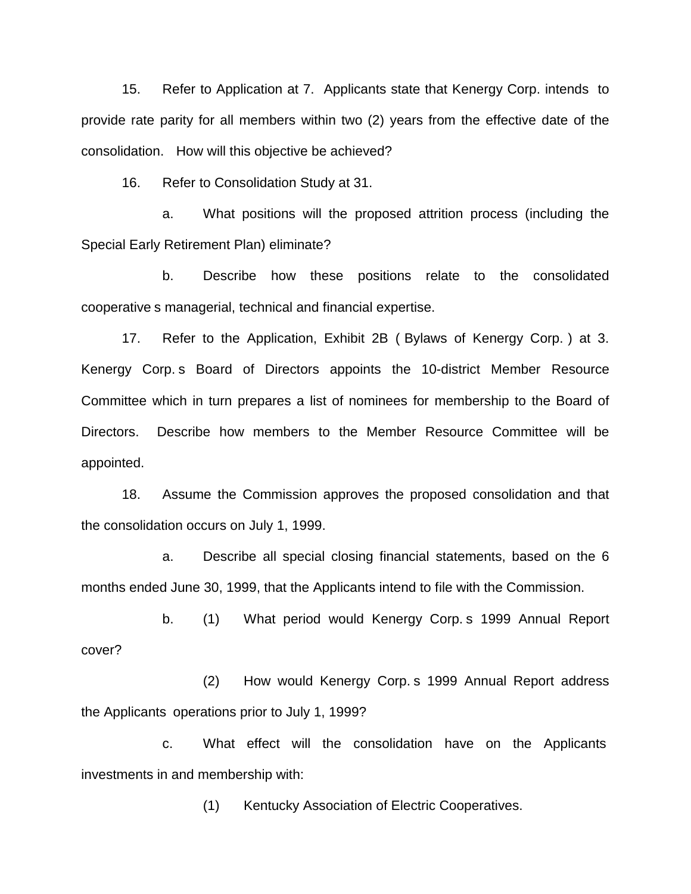15. Refer to Application at 7. Applicants state that Kenergy Corp. intends to provide rate parity for all members within two (2) years from the effective date of the consolidation. How will this objective be achieved?

16. Refer to Consolidation Study at 31.

a. What positions will the proposed attrition process (including the Special Early Retirement Plan) eliminate?

b. Describe how these positions relate to the consolidated cooperative s managerial, technical and financial expertise.

17. Refer to the Application, Exhibit 2B ( Bylaws of Kenergy Corp. ) at 3. Kenergy Corp. s Board of Directors appoints the 10-district Member Resource Committee which in turn prepares a list of nominees for membership to the Board of Directors. Describe how members to the Member Resource Committee will be appointed.

18. Assume the Commission approves the proposed consolidation and that the consolidation occurs on July 1, 1999.

a. Describe all special closing financial statements, based on the 6 months ended June 30, 1999, that the Applicants intend to file with the Commission.

b. (1) What period would Kenergy Corp. s 1999 Annual Report cover?

(2) How would Kenergy Corp. s 1999 Annual Report address the Applicants operations prior to July 1, 1999?

c. What effect will the consolidation have on the Applicants investments in and membership with:

(1) Kentucky Association of Electric Cooperatives.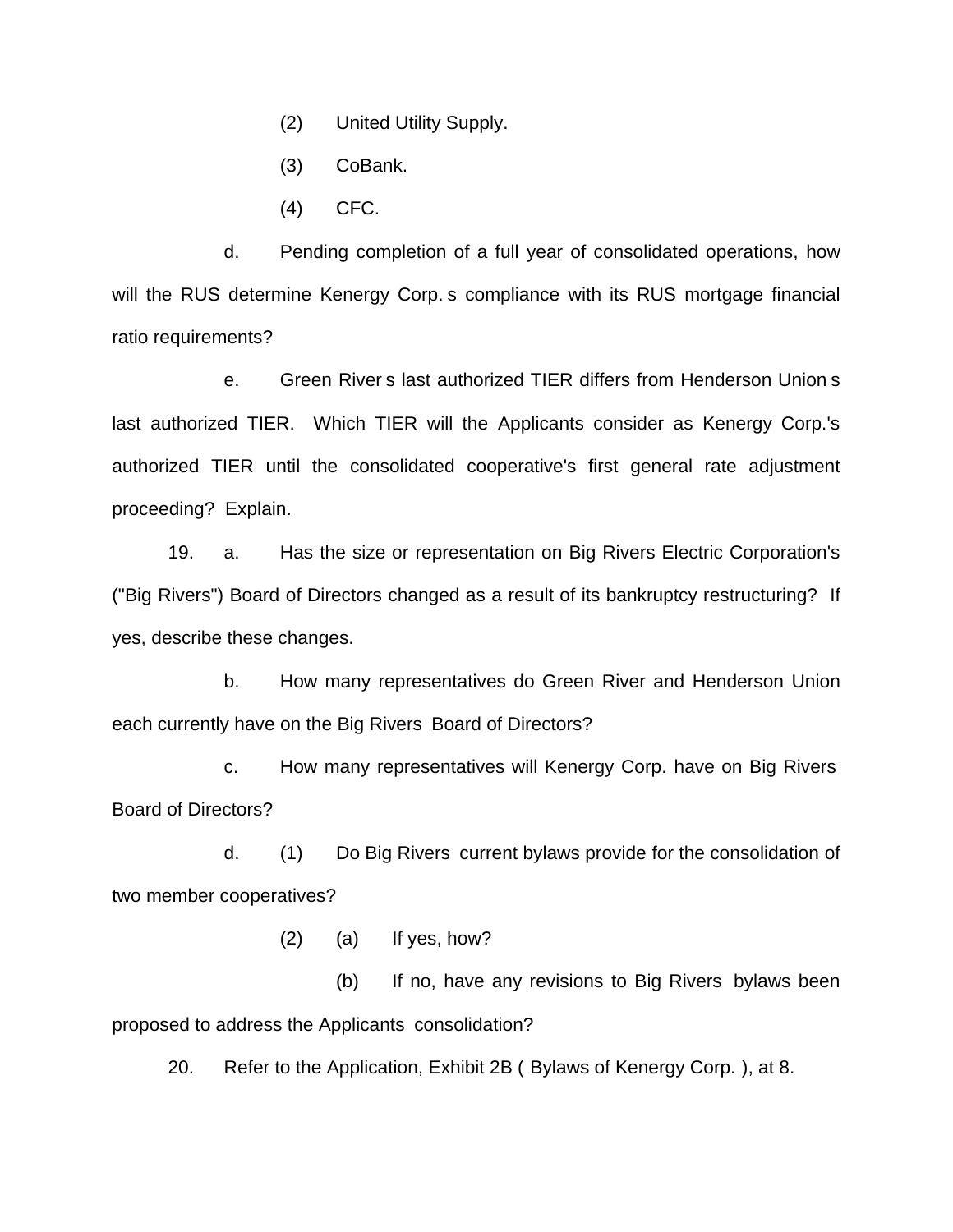(2) United Utility Supply.

(3) CoBank.

(4) CFC.

d. Pending completion of a full year of consolidated operations, how will the RUS determine Kenergy Corp. s compliance with its RUS mortgage financial ratio requirements?

e. Green River s last authorized TIER differs from Henderson Union s last authorized TIER. Which TIER will the Applicants consider as Kenergy Corp.'s authorized TIER until the consolidated cooperative's first general rate adjustment proceeding? Explain.

19. a. Has the size or representation on Big Rivers Electric Corporation's ("Big Rivers") Board of Directors changed as a result of its bankruptcy restructuring? If yes, describe these changes.

b. How many representatives do Green River and Henderson Union each currently have on the Big Rivers Board of Directors?

c. How many representatives will Kenergy Corp. have on Big Rivers Board of Directors?

d. (1) Do Big Rivers current bylaws provide for the consolidation of two member cooperatives?

(2) (a) If yes, how?

(b) If no, have any revisions to Big Rivers bylaws been proposed to address the Applicants consolidation?

20. Refer to the Application, Exhibit 2B ( Bylaws of Kenergy Corp. ), at 8.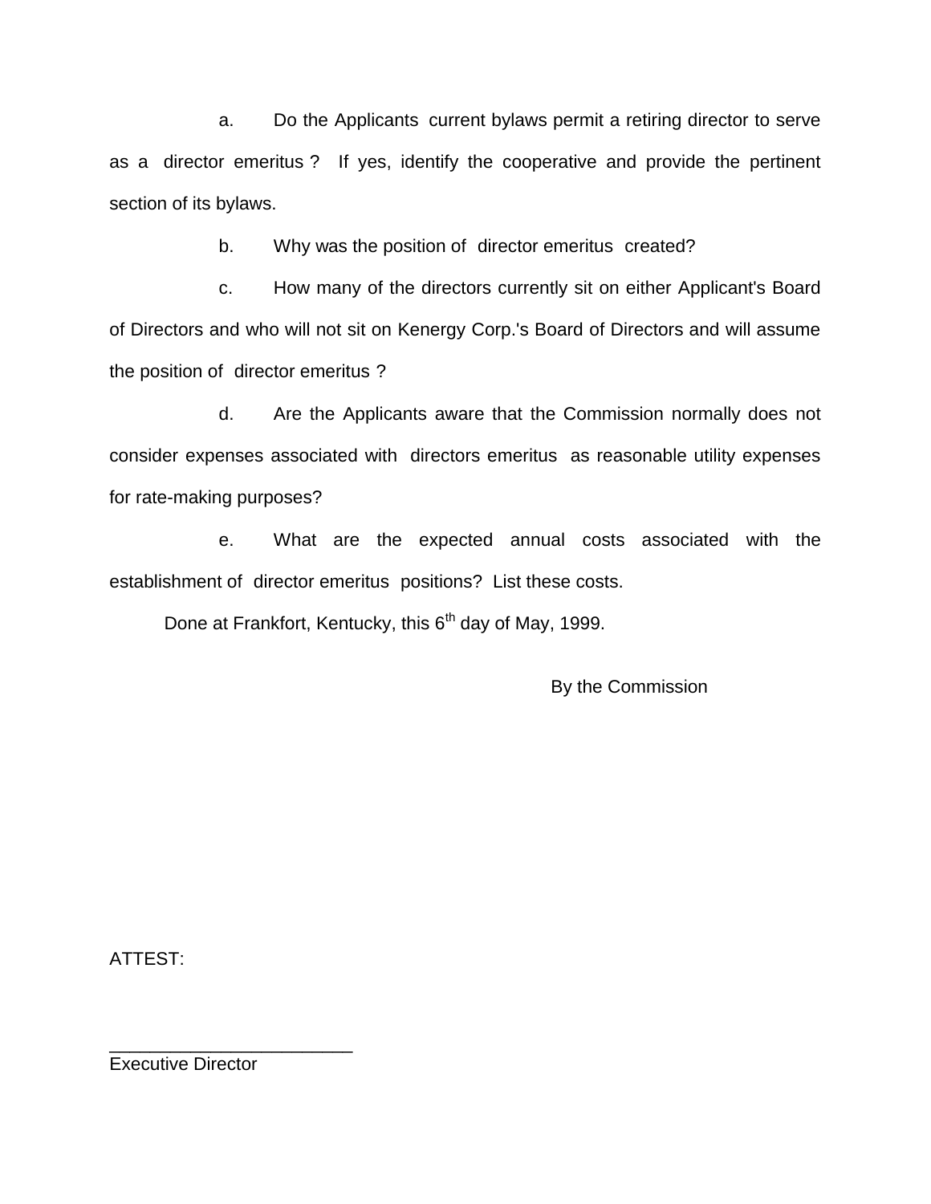a. Do the Applicants current bylaws permit a retiring director to serve as a director emeritus ? If yes, identify the cooperative and provide the pertinent section of its bylaws.

b. Why was the position of director emeritus created?

c. How many of the directors currently sit on either Applicant's Board of Directors and who will not sit on Kenergy Corp.'s Board of Directors and will assume the position of director emeritus ?

d. Are the Applicants aware that the Commission normally does not consider expenses associated with directors emeritus as reasonable utility expenses for rate-making purposes?

e. What are the expected annual costs associated with the establishment of director emeritus positions? List these costs.

Done at Frankfort, Kentucky, this 6th day of May, 1999.

By the Commission

ATTEST:

________________________
Executive Director